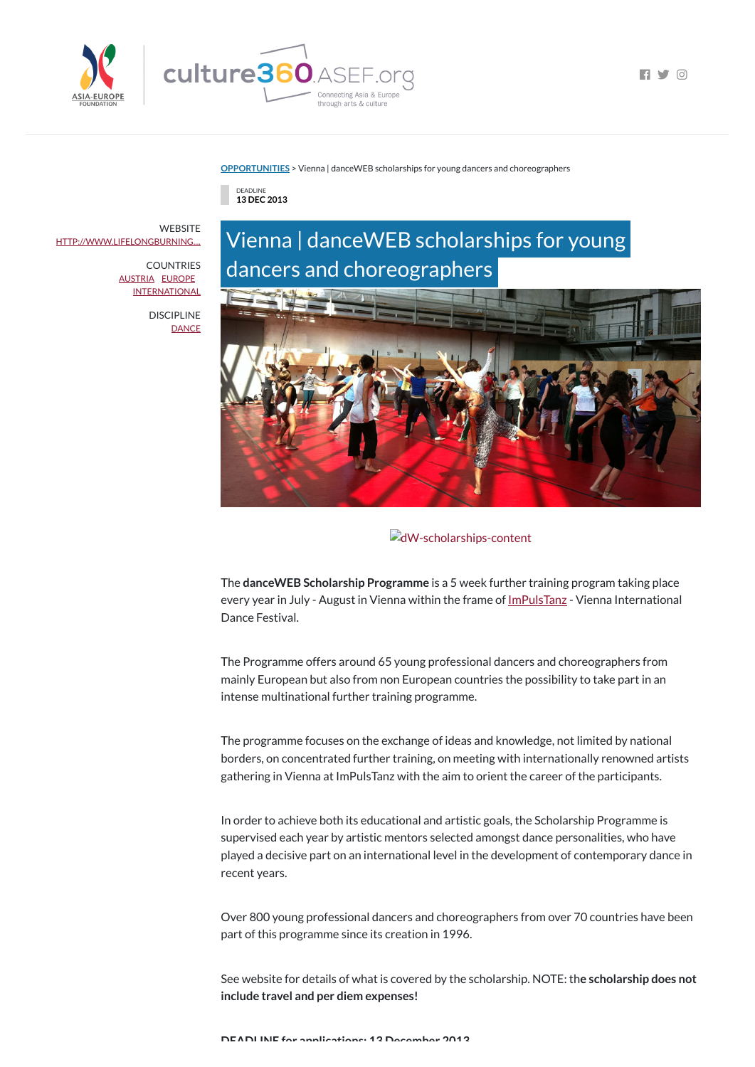OPPORTUNITIES > Vienna | danceWEB scholarships for young dancers and choreographers

DEADLINE
**13 DEC 2013**

WEBSITE
HTTP://WWW.LIFELONGBURNING....

COUNTRIES
AUSTRIA EUROPE
INTERNATIONAL

DISCIPLINE
DANCE

# Vienna | danceWEB scholarships for young dancers and choreographers

dW-scholarships-content

The **danceWEB Scholarship Programme** is a 5 week further training program taking place every year in July - August in Vienna within the frame of ImPulsTanz - Vienna International Dance Festival.

The Programme offers around 65 young professional dancers and choreographers from mainly European but also from non European countries the possibility to take part in an intense multinational further training programme.

The programme focuses on the exchange of ideas and knowledge, not limited by national borders, on concentrated further training, on meeting with internationally renowned artists gathering in Vienna at ImPulsTanz with the aim to orient the career of the participants.

In order to achieve both its educational and artistic goals, the Scholarship Programme is supervised each year by artistic mentors selected amongst dance personalities, who have played a decisive part on an international level in the development of contemporary dance in recent years.

Over 800 young professional dancers and choreographers from over 70 countries have been part of this programme since its creation in 1996.

See website for details of what is covered by the scholarship. NOTE: th**e scholarship does not include travel and per diem expenses!**

**DEADLINE for applications: 13 December 2013**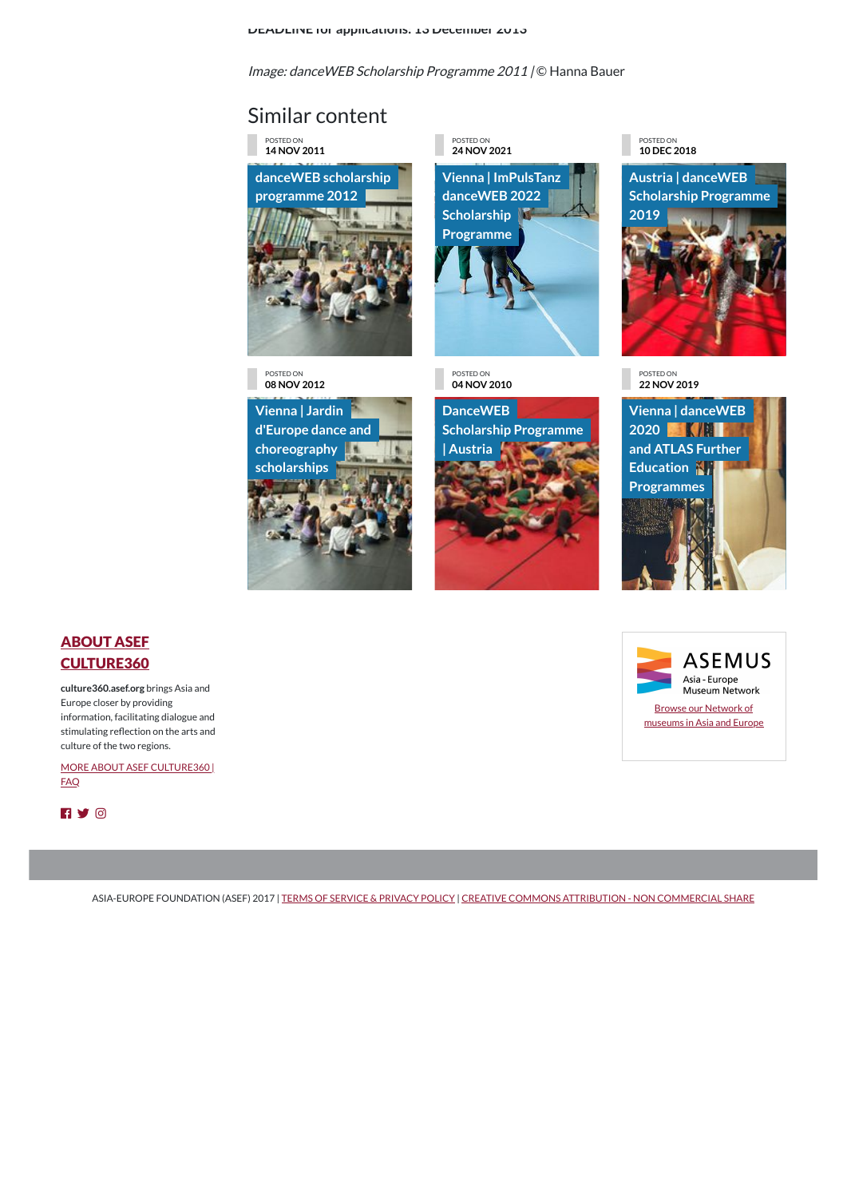DEADLINE for applications: 13 December 2013

*Image: danceWEB Scholarship Programme 2011* | © Hanna Bauer

## Similar content

POSTED ON
14 NOV 2011

danceWEB scholarship programme 2012

POSTED ON
24 NOV 2021

Vienna | ImPulsTanz danceWEB 2022 Scholarship Programme

POSTED ON
10 DEC 2018

Austria | danceWEB Scholarship Programme 2019

POSTED ON
08 NOV 2012

Vienna | Jardin d'Europe dance and choreography scholarships

POSTED ON
04 NOV 2010

DanceWEB Scholarship Programme | Austria

POSTED ON
22 NOV 2019

Vienna | danceWEB 2020 and ATLAS Further Education Programmes

### ABOUT ASEF CULTURE360

**culture360.asef.org** brings Asia and Europe closer by providing information, facilitating dialogue and stimulating reflection on the arts and culture of the two regions.

MORE ABOUT ASEF CULTURE360 | FAQ

ASEMUS
Asia - Europe
Museum Network

Browse our Network of museums in Asia and Europe

ASIA-EUROPE FOUNDATION (ASEF) 2017 | TERMS OF SERVICE & PRIVACY POLICY | CREATIVE COMMONS ATTRIBUTION - NON COMMERCIAL SHARE